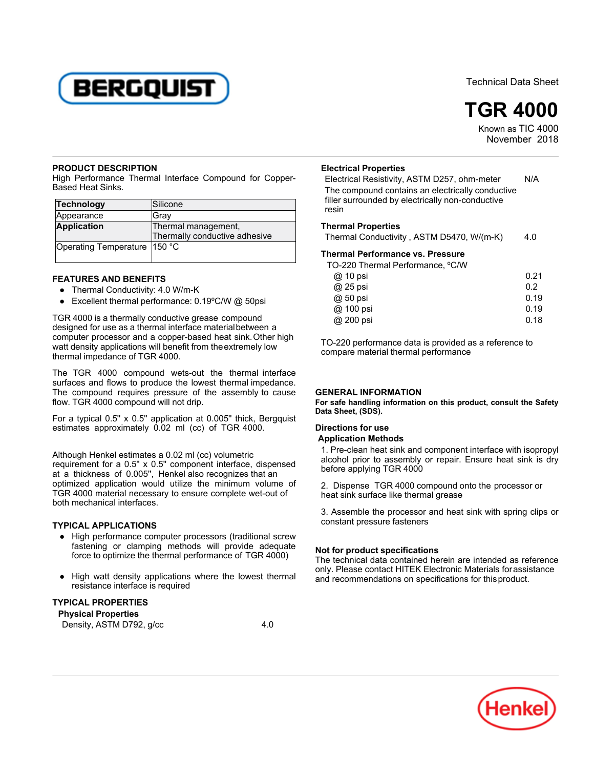BERGQUIST

Technical Data Sheet

# TGR 4000

Known as TIC 4000
November 2018

## PRODUCT DESCRIPTION

High Performance Thermal Interface Compound for Copper-Based Heat Sinks.

| | |
|---|---|
| **Technology** | Silicone |
| Appearance | Gray |
| **Application** | Thermal management, Thermally conductive adhesive |
| Operating Temperature | 150 °C |

## FEATURES AND BENEFITS

- Thermal Conductivity: 4.0 W/m-K
- Excellent thermal performance: 0.19ºC/W @ 50psi

TGR 4000 is a thermally conductive grease compound designed for use as a thermal interface material between a computer processor and a copper-based heat sink. Other high watt density applications will benefit from the extremely low thermal impedance of TGR 4000.

The TGR 4000 compound wets-out the thermal interface surfaces and flows to produce the lowest thermal impedance. The compound requires pressure of the assembly to cause flow. TGR 4000 compound will not drip.

For a typical 0.5" x 0.5" application at 0.005" thick, Bergquist estimates approximately 0.02 ml (cc) of TGR 4000.

Although Henkel estimates a 0.02 ml (cc) volumetric requirement for a 0.5" x 0.5" component interface, dispensed at a thickness of 0.005", Henkel also recognizes that an optimized application would utilize the minimum volume of TGR 4000 material necessary to ensure complete wet-out of both mechanical interfaces.

## TYPICAL APPLICATIONS

- High performance computer processors (traditional screw fastening or clamping methods will provide adequate force to optimize the thermal performance of TGR 4000)
- High watt density applications where the lowest thermal resistance interface is required

## TYPICAL PROPERTIES

### Physical Properties

| | |
|---|---|
| Density, ASTM D792, g/cc | 4.0 |

### Electrical Properties

| | |
|---|---|
| Electrical Resistivity, ASTM D257, ohm-meter | N/A |

The compound contains an electrically conductive filler surrounded by electrically non-conductive resin

### Thermal Properties

| | |
|---|---|
| Thermal Conductivity , ASTM D5470, W/(m-K) | 4.0 |

### Thermal Performance vs. Pressure

| TO-220 Thermal Performance, ºC/W | |
|---|---|
| @ 10 psi | 0.21 |
| @ 25 psi | 0.2 |
| @ 50 psi | 0.19 |
| @ 100 psi | 0.19 |
| @ 200 psi | 0.18 |

TO-220 performance data is provided as a reference to compare material thermal performance

## GENERAL INFORMATION

**For safe handling information on this product, consult the Safety Data Sheet, (SDS).**

### Directions for use

**Application Methods**

1. Pre-clean heat sink and component interface with isopropyl alcohol prior to assembly or repair. Ensure heat sink is dry before applying TGR 4000
2. Dispense TGR 4000 compound onto the processor or heat sink surface like thermal grease
3. Assemble the processor and heat sink with spring clips or constant pressure fasteners

### Not for product specifications

The technical data contained herein are intended as reference only. Please contact HITEK Electronic Materials for assistance and recommendations on specifications for this product.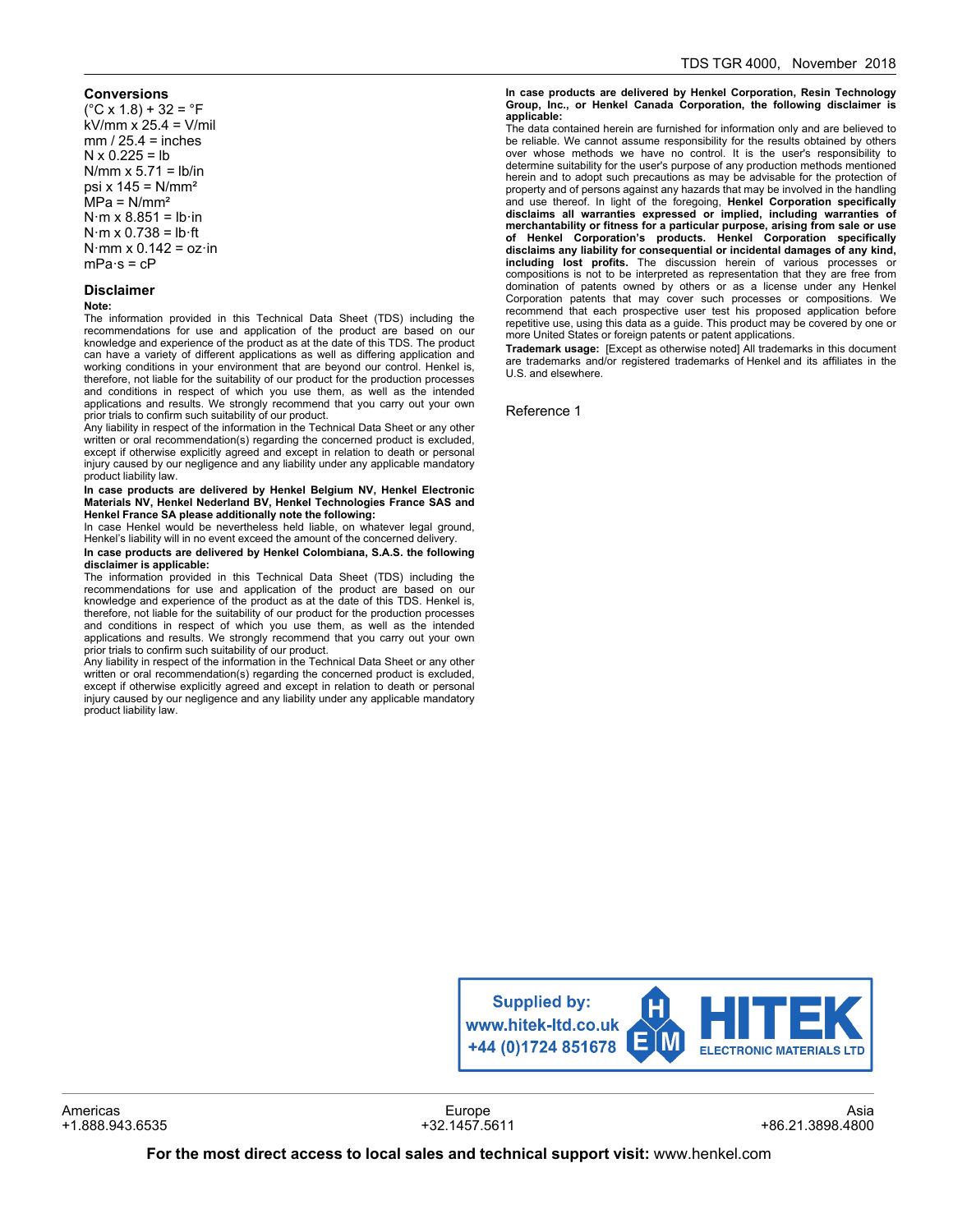## Conversions

(°C x 1.8) + 32 = °F
kV/mm x 25.4 = V/mil
mm / 25.4 = inches
N x 0.225 = lb
N/mm x 5.71 = lb/in
psi x 145 = N/mm²
MPa = N/mm²
N·m x 8.851 = lb·in
N·m x 0.738 = lb·ft
N·mm x 0.142 = oz·in
mPa·s = cP

## Disclaimer

**Note:**
The information provided in this Technical Data Sheet (TDS) including the recommendations for use and application of the product are based on our knowledge and experience of the product as at the date of this TDS. The product can have a variety of different applications as well as differing application and working conditions in your environment that are beyond our control. Henkel is, therefore, not liable for the suitability of our product for the production processes and conditions in respect of which you use them, as well as the intended applications and results. We strongly recommend that you carry out your own prior trials to confirm such suitability of our product.
Any liability in respect of the information in the Technical Data Sheet or any other written or oral recommendation(s) regarding the concerned product is excluded, except if otherwise explicitly agreed and except in relation to death or personal injury caused by our negligence and any liability under any applicable mandatory product liability law.

**In case products are delivered by Henkel Belgium NV, Henkel Electronic Materials NV, Henkel Nederland BV, Henkel Technologies France SAS and Henkel France SA please additionally note the following:**
In case Henkel would be nevertheless held liable, on whatever legal ground, Henkel's liability will in no event exceed the amount of the concerned delivery.

**In case products are delivered by Henkel Colombiana, S.A.S. the following disclaimer is applicable:**
The information provided in this Technical Data Sheet (TDS) including the recommendations for use and application of the product are based on our knowledge and experience of the product as at the date of this TDS. Henkel is, therefore, not liable for the suitability of our product for the production processes and conditions in respect of which you use them, as well as the intended applications and results. We strongly recommend that you carry out your own prior trials to confirm such suitability of our product.
Any liability in respect of the information in the Technical Data Sheet or any other written or oral recommendation(s) regarding the concerned product is excluded, except if otherwise explicitly agreed and except in relation to death or personal injury caused by our negligence and any liability under any applicable mandatory product liability law.

**In case products are delivered by Henkel Corporation, Resin Technology Group, Inc., or Henkel Canada Corporation, the following disclaimer is applicable:**
The data contained herein are furnished for information only and are believed to be reliable. We cannot assume responsibility for the results obtained by others over whose methods we have no control. It is the user's responsibility to determine suitability for the user's purpose of any production methods mentioned herein and to adopt such precautions as may be advisable for the protection of property and of persons against any hazards that may be involved in the handling and use thereof. In light of the foregoing, **Henkel Corporation specifically disclaims all warranties expressed or implied, including warranties of merchantability or fitness for a particular purpose, arising from sale or use of Henkel Corporation's products. Henkel Corporation specifically disclaims any liability for consequential or incidental damages of any kind, including lost profits.** The discussion herein of various processes or compositions is not to be interpreted as representation that they are free from domination of patents owned by others or as a license under any Henkel Corporation patents that may cover such processes or compositions. We recommend that each prospective user test his proposed application before repetitive use, using this data as a guide. This product may be covered by one or more United States or foreign patents or patent applications.

**Trademark usage:** [Except as otherwise noted] All trademarks in this document are trademarks and/or registered trademarks of Henkel and its affiliates in the U.S. and elsewhere.

Reference 1

Supplied by:
www.hitek-ltd.co.uk
+44 (0)1724 851678
HITEK ELECTRONIC MATERIALS LTD

Americas
+1.888.943.6535

Europe
+32.1457.5611

Asia
+86.21.3898.4800

**For the most direct access to local sales and technical support visit:** www.henkel.com